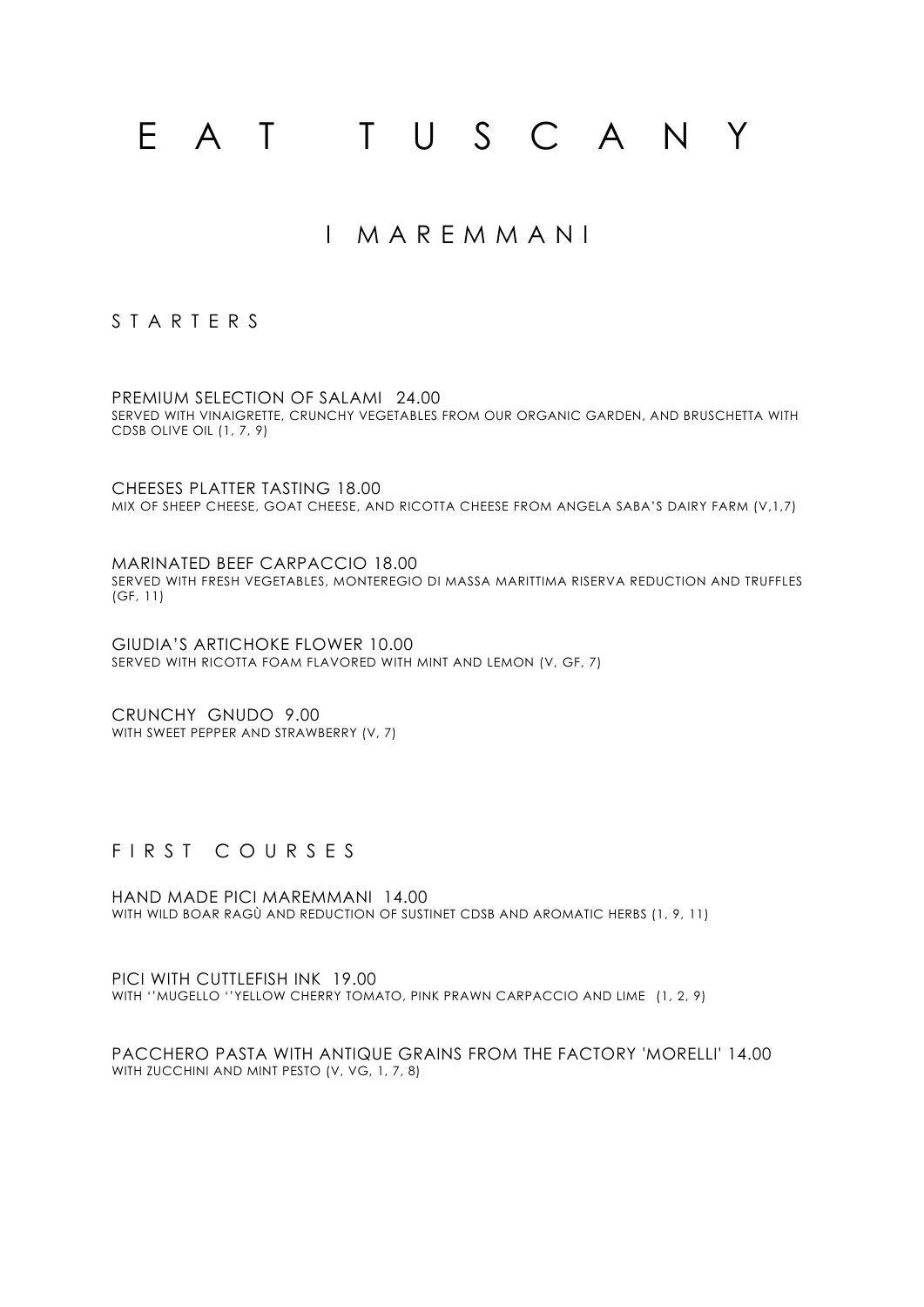# E A T T U S C A N Y

## I M A R E M M A N I

### S T A R T E R S

PREMIUM SELECTION OF SALAMI 24.00
SERVED WITH VINAIGRETTE, CRUNCHY VEGETABLES FROM OUR ORGANIC GARDEN, AND BRUSCHETTA WITH CDSB OLIVE OIL (1, 7, 9)

CHEESES PLATTER TASTING 18.00
MIX OF SHEEP CHEESE, GOAT CHEESE, AND RICOTTA CHEESE FROM ANGELA SABA'S DAIRY FARM (V,1,7)

MARINATED BEEF CARPACCIO 18.00
SERVED WITH FRESH VEGETABLES, MONTEREGIO DI MASSA MARITTIMA RISERVA REDUCTION AND TRUFFLES (GF, 11)

GIUDIA'S ARTICHOKE FLOWER 10.00
SERVED WITH RICOTTA FOAM FLAVORED WITH MINT AND LEMON (V, GF, 7)

CRUNCHY GNUDO 9.00
WITH SWEET PEPPER AND STRAWBERRY (V, 7)

### F I R S T C O U R S E S

HAND MADE PICI MAREMMANI 14.00
WITH WILD BOAR RAGÙ AND REDUCTION OF SUSTINET CDSB AND AROMATIC HERBS (1, 9, 11)

PICI WITH CUTTLEFISH INK 19.00
WITH ''MUGELLO ''YELLOW CHERRY TOMATO, PINK PRAWN CARPACCIO AND LIME (1, 2, 9)

PACCHERO PASTA WITH ANTIQUE GRAINS FROM THE FACTORY 'MORELLI' 14.00
WITH ZUCCHINI AND MINT PESTO (V, VG, 1, 7, 8)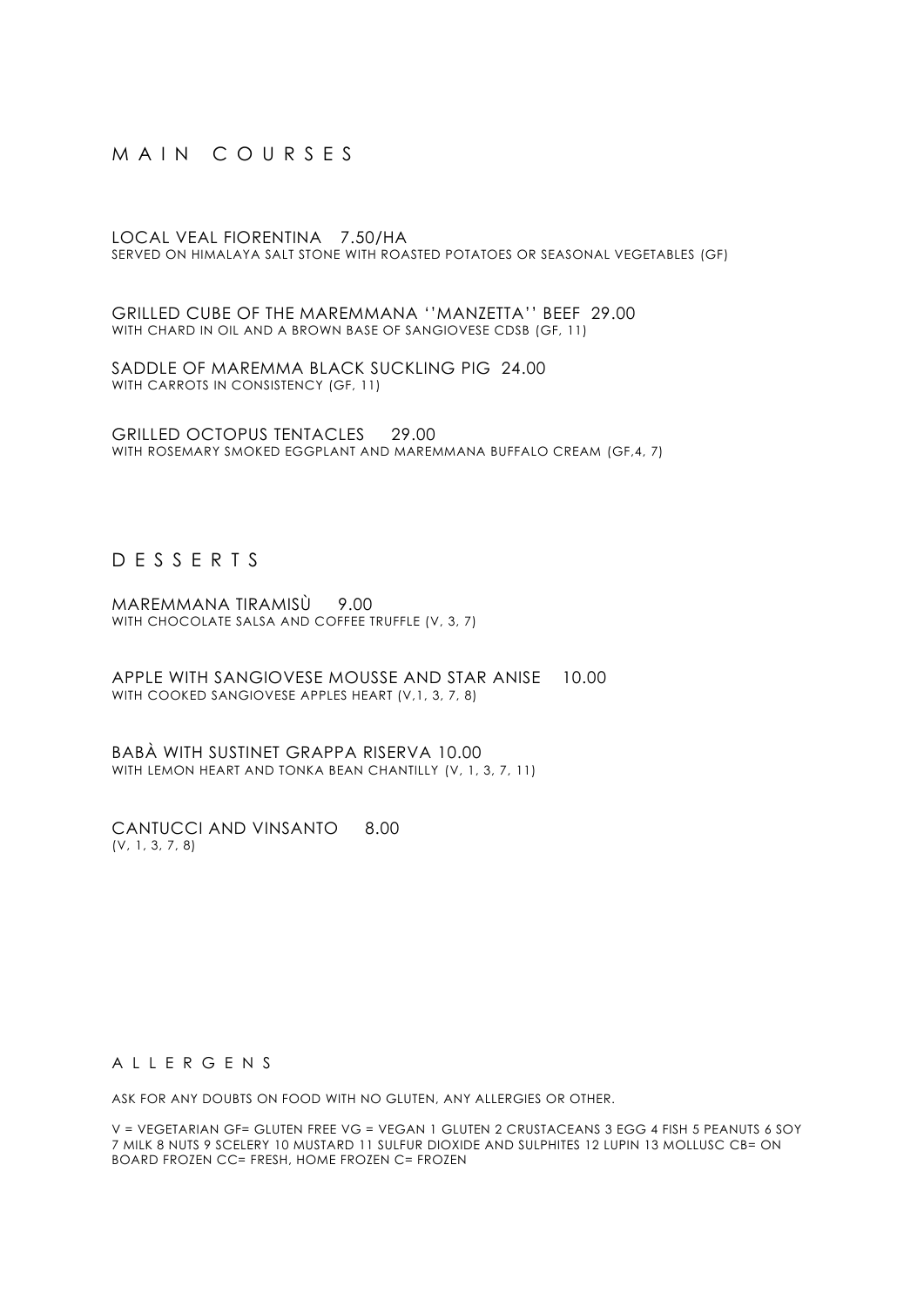## M A I N   C O U R S E S

LOCAL VEAL FIORENTINA   7.50/HA
SERVED ON HIMALAYA SALT STONE WITH ROASTED POTATOES OR SEASONAL VEGETABLES (GF)

GRILLED CUBE OF THE MAREMMANA ''MANZETTA'' BEEF  29.00
WITH CHARD IN OIL AND A BROWN BASE OF SANGIOVESE CDSB (GF, 11)

SADDLE OF MAREMMA BLACK SUCKLING PIG  24.00
WITH CARROTS IN CONSISTENCY (GF, 11)

GRILLED OCTOPUS TENTACLES   29.00
WITH ROSEMARY SMOKED EGGPLANT AND MAREMMANA BUFFALO CREAM (GF,4, 7)

## D E S S E R T S

MAREMMANA TIRAMISÙ   9.00
WITH CHOCOLATE SALSA AND COFFEE TRUFFLE (V, 3, 7)

APPLE WITH SANGIOVESE MOUSSE AND STAR ANISE   10.00
WITH COOKED SANGIOVESE APPLES HEART (V,1, 3, 7, 8)

BABÀ WITH SUSTINET GRAPPA RISERVA 10.00
WITH LEMON HEART AND TONKA BEAN CHANTILLY (V, 1, 3, 7, 11)

CANTUCCI AND VINSANTO   8.00
(V, 1, 3, 7, 8)

## A L L E R G E N S

ASK FOR ANY DOUBTS ON FOOD WITH NO GLUTEN, ANY ALLERGIES OR OTHER.

V = VEGETARIAN GF= GLUTEN FREE VG = VEGAN 1 GLUTEN 2 CRUSTACEANS 3 EGG 4 FISH 5 PEANUTS 6 SOY 7 MILK 8 NUTS 9 SCELERY 10 MUSTARD 11 SULFUR DIOXIDE AND SULPHITES 12 LUPIN 13 MOLLUSC CB= ON BOARD FROZEN CC= FRESH, HOME FROZEN C= FROZEN